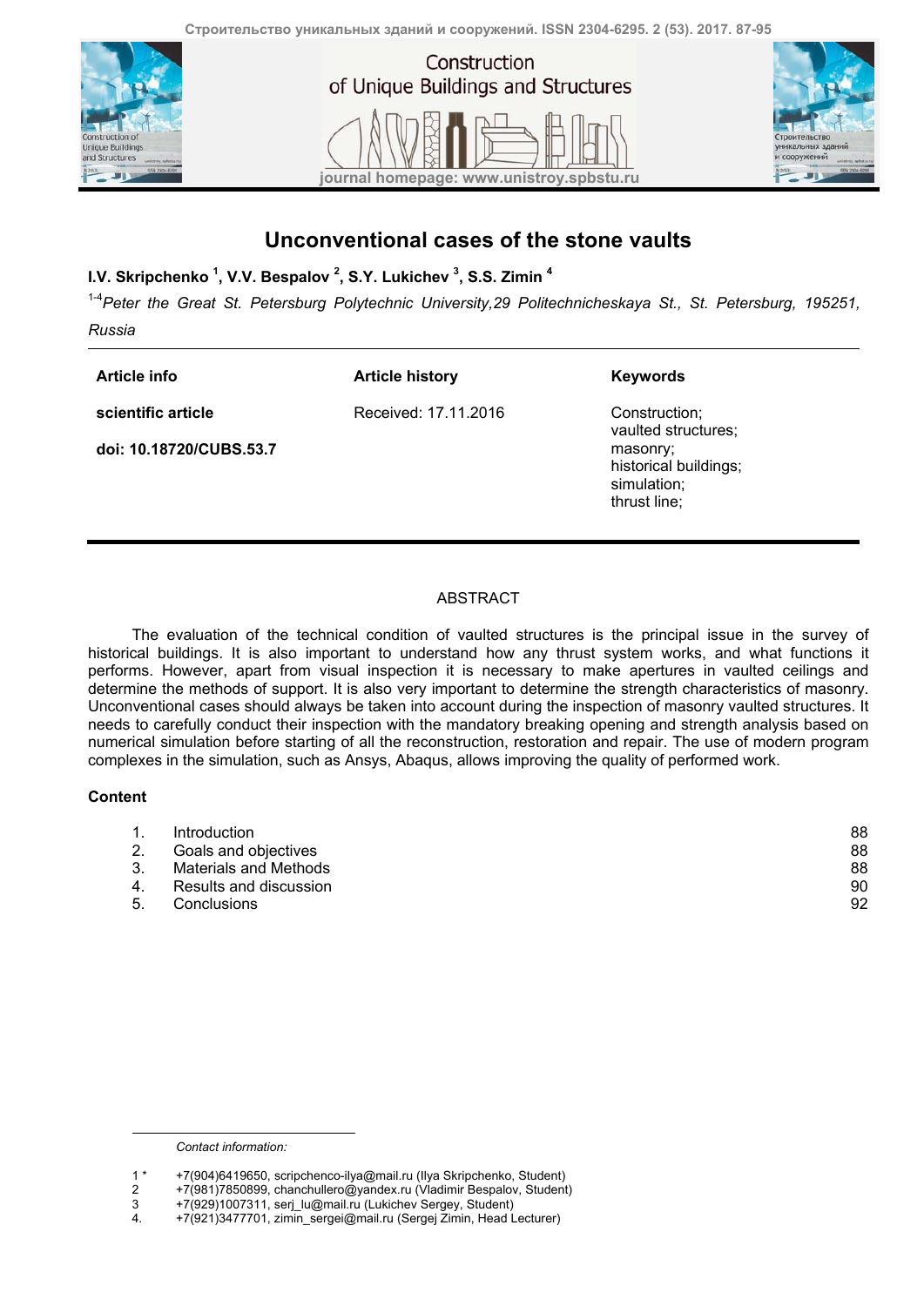# Unconventional cases of the stone vaults

**I.V. Skripchenko [1], V.V. Bespalov [2], S.Y. Lukichev [3], S.S. Zimin [4]**

[1-4] *Peter the Great St. Petersburg Polytechnic University,29 Politechnicheskaya St., St. Petersburg, 195251, Russia*

| Article info | Article history | Keywords |
|---|---|---|
| **scientific article** | Received: 17.11.2016 | Construction; vaulted structures; masonry; historical buildings; simulation; thrust line; |
| **doi: 10.18720/CUBS.53.7** | | |

## ABSTRACT

The evaluation of the technical condition of vaulted structures is the principal issue in the survey of historical buildings. It is also important to understand how any thrust system works, and what functions it performs. However, apart from visual inspection it is necessary to make apertures in vaulted ceilings and determine the methods of support. It is also very important to determine the strength characteristics of masonry. Unconventional cases should always be taken into account during the inspection of masonry vaulted structures. It needs to carefully conduct their inspection with the mandatory breaking opening and strength analysis based on numerical simulation before starting of all the reconstruction, restoration and repair. The use of modern program complexes in the simulation, such as Ansys, Abaqus, allows improving the quality of performed work.

**Content**

| | | |
|---|---|---|
| 1. | Introduction | 88 |
| 2. | Goals and objectives | 88 |
| 3. | Materials and Methods | 88 |
| 4. | Results and discussion | 90 |
| 5. | Conclusions | 92 |

*Contact information:*

1 * +7(904)6419650, scripchenco-ilya@mail.ru (Ilya Skripchenko, Student)
2 +7(981)7850899, chanchullero@yandex.ru (Vladimir Bespalov, Student)
3 +7(929)1007311, serj_lu@mail.ru (Lukichev Sergey, Student)
4. +7(921)3477701, zimin_sergei@mail.ru (Sergej Zimin, Head Lecturer)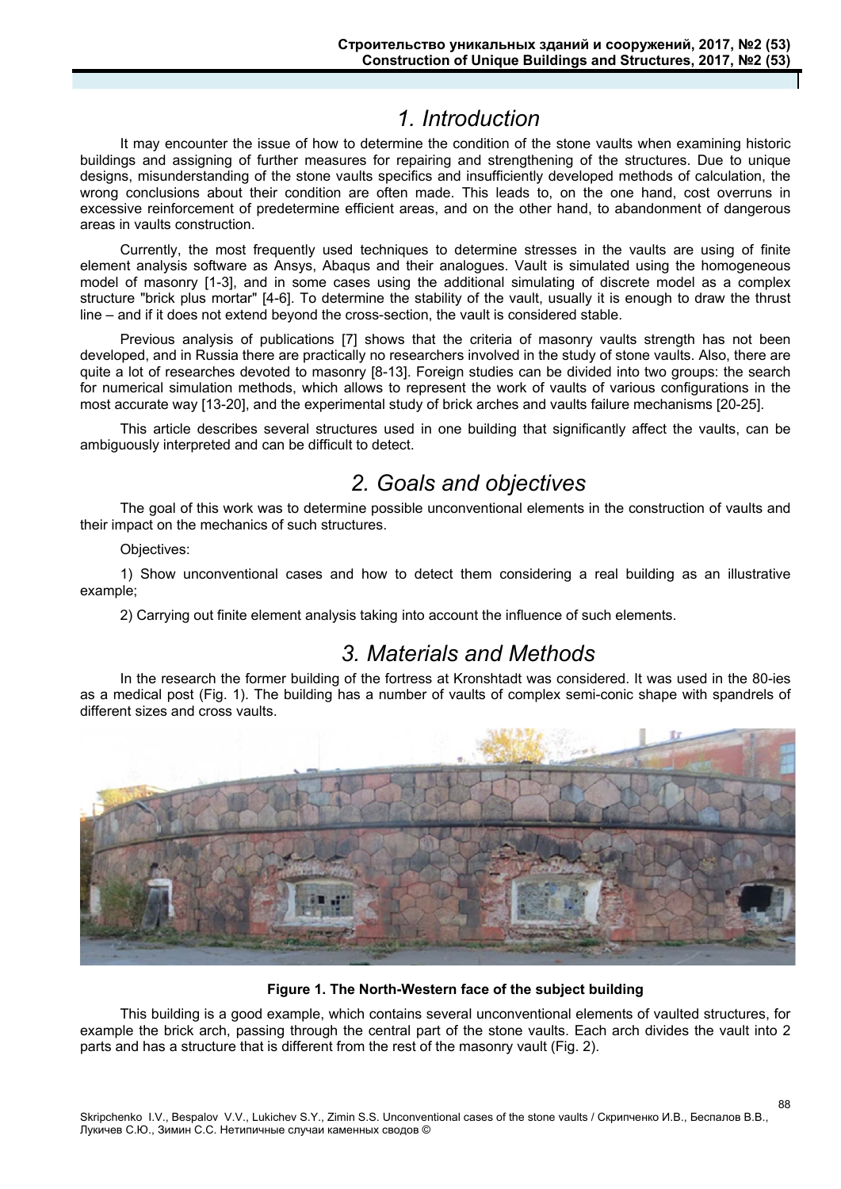# 1. Introduction

It may encounter the issue of how to determine the condition of the stone vaults when examining historic buildings and assigning of further measures for repairing and strengthening of the structures. Due to unique designs, misunderstanding of the stone vaults specifics and insufficiently developed methods of calculation, the wrong conclusions about their condition are often made. This leads to, on the one hand, cost overruns in excessive reinforcement of predetermine efficient areas, and on the other hand, to abandonment of dangerous areas in vaults construction.

Currently, the most frequently used techniques to determine stresses in the vaults are using of finite element analysis software as Ansys, Abaqus and their analogues. Vault is simulated using the homogeneous model of masonry [1-3], and in some cases using the additional simulating of discrete model as a complex structure "brick plus mortar" [4-6]. To determine the stability of the vault, usually it is enough to draw the thrust line – and if it does not extend beyond the cross-section, the vault is considered stable.

Previous analysis of publications [7] shows that the criteria of masonry vaults strength has not been developed, and in Russia there are practically no researchers involved in the study of stone vaults. Also, there are quite a lot of researches devoted to masonry [8-13]. Foreign studies can be divided into two groups: the search for numerical simulation methods, which allows to represent the work of vaults of various configurations in the most accurate way [13-20], and the experimental study of brick arches and vaults failure mechanisms [20-25].

This article describes several structures used in one building that significantly affect the vaults, can be ambiguously interpreted and can be difficult to detect.

# 2. Goals and objectives

The goal of this work was to determine possible unconventional elements in the construction of vaults and their impact on the mechanics of such structures.

Objectives:

1) Show unconventional cases and how to detect them considering a real building as an illustrative example;

2) Carrying out finite element analysis taking into account the influence of such elements.

# 3. Materials and Methods

In the research the former building of the fortress at Kronshtadt was considered. It was used in the 80-ies as a medical post (Fig. 1). The building has a number of vaults of complex semi-conic shape with spandrels of different sizes and cross vaults.

**Figure 1. The North-Western face of the subject building**

This building is a good example, which contains several unconventional elements of vaulted structures, for example the brick arch, passing through the central part of the stone vaults. Each arch divides the vault into 2 parts and has a structure that is different from the rest of the masonry vault (Fig. 2).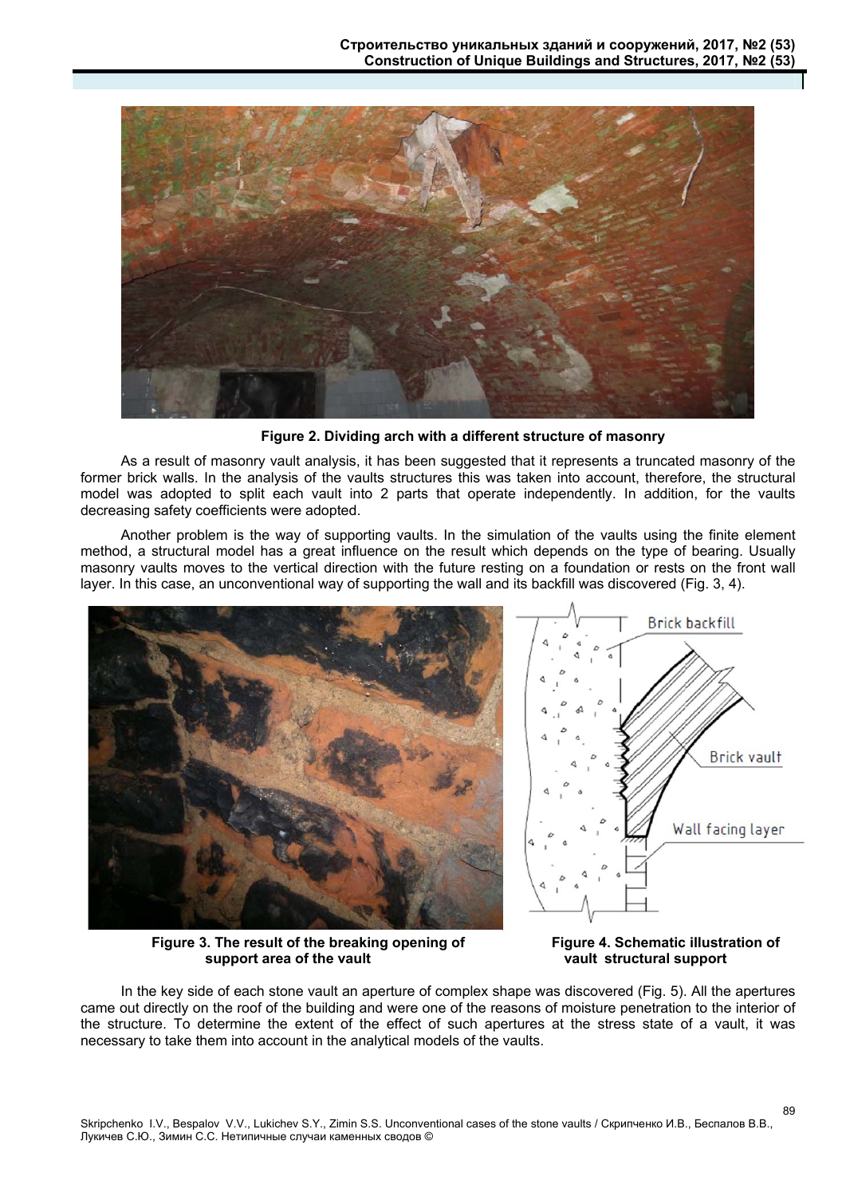**Figure 2. Dividing arch with a different structure of masonry**

As a result of masonry vault analysis, it has been suggested that it represents a truncated masonry of the former brick walls. In the analysis of the vaults structures this was taken into account, therefore, the structural model was adopted to split each vault into 2 parts that operate independently. In addition, for the vaults decreasing safety coefficients were adopted.

Another problem is the way of supporting vaults. In the simulation of the vaults using the finite element method, a structural model has a great influence on the result which depends on the type of bearing. Usually masonry vaults moves to the vertical direction with the future resting on a foundation or rests on the front wall layer. In this case, an unconventional way of supporting the wall and its backfill was discovered (Fig. 3, 4).

**Figure 3. The result of the breaking opening of support area of the vault**

**Figure 4. Schematic illustration of vault structural support**

In the key side of each stone vault an aperture of complex shape was discovered (Fig. 5). All the apertures came out directly on the roof of the building and were one of the reasons of moisture penetration to the interior of the structure. To determine the extent of the effect of such apertures at the stress state of a vault, it was necessary to take them into account in the analytical models of the vaults.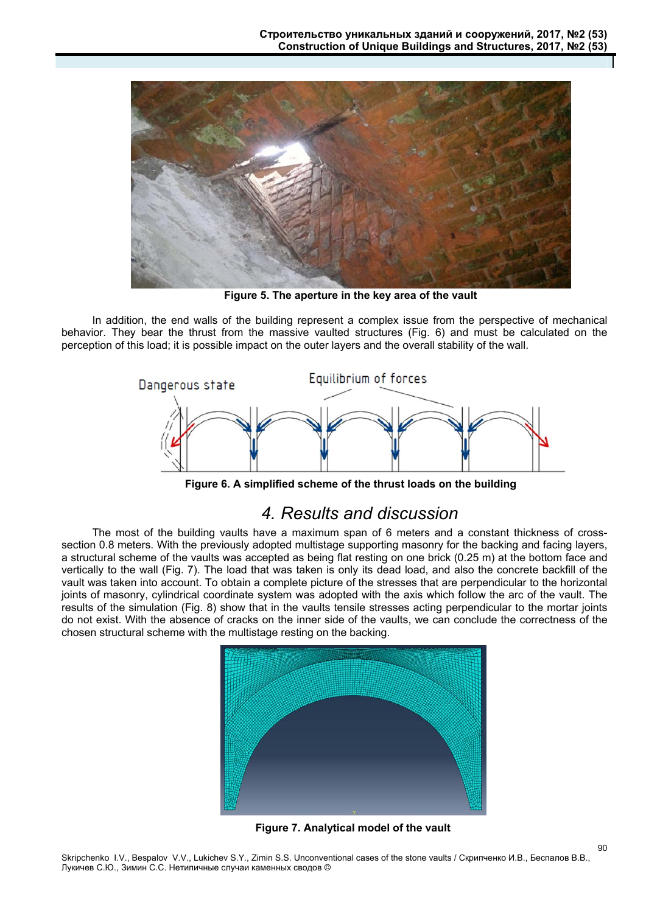Figure 5. The aperture in the key area of the vault

In addition, the end walls of the building represent a complex issue from the perspective of mechanical behavior. They bear the thrust from the massive vaulted structures (Fig. 6) and must be calculated on the perception of this load; it is possible impact on the outer layers and the overall stability of the wall.

Figure 6. A simplified scheme of the thrust loads on the building

## 4. Results and discussion

The most of the building vaults have a maximum span of 6 meters and a constant thickness of cross-section 0.8 meters. With the previously adopted multistage supporting masonry for the backing and facing layers, a structural scheme of the vaults was accepted as being flat resting on one brick (0.25 m) at the bottom face and vertically to the wall (Fig. 7). The load that was taken is only its dead load, and also the concrete backfill of the vault was taken into account. To obtain a complete picture of the stresses that are perpendicular to the horizontal joints of masonry, cylindrical coordinate system was adopted with the axis which follow the arc of the vault. The results of the simulation (Fig. 8) show that in the vaults tensile stresses acting perpendicular to the mortar joints do not exist. With the absence of cracks on the inner side of the vaults, we can conclude the correctness of the chosen structural scheme with the multistage resting on the backing.

Figure 7. Analytical model of the vault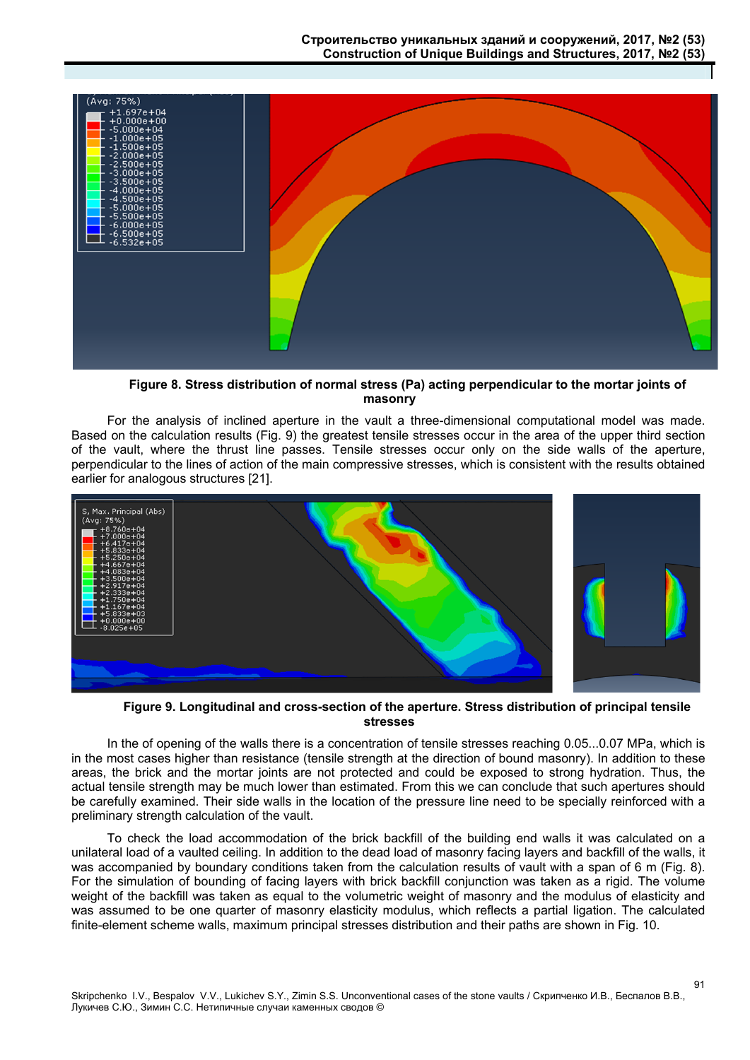**Figure 8. Stress distribution of normal stress (Pa) acting perpendicular to the mortar joints of masonry**

For the analysis of inclined aperture in the vault a three-dimensional computational model was made. Based on the calculation results (Fig. 9) the greatest tensile stresses occur in the area of the upper third section of the vault, where the thrust line passes. Tensile stresses occur only on the side walls of the aperture, perpendicular to the lines of action of the main compressive stresses, which is consistent with the results obtained earlier for analogous structures [21].

**Figure 9. Longitudinal and cross-section of the aperture. Stress distribution of principal tensile stresses**

In the of opening of the walls there is a concentration of tensile stresses reaching 0.05...0.07 MPa, which is in the most cases higher than resistance (tensile strength at the direction of bound masonry). In addition to these areas, the brick and the mortar joints are not protected and could be exposed to strong hydration. Thus, the actual tensile strength may be much lower than estimated. From this we can conclude that such apertures should be carefully examined. Their side walls in the location of the pressure line need to be specially reinforced with a preliminary strength calculation of the vault.

To check the load accommodation of the brick backfill of the building end walls it was calculated on a unilateral load of a vaulted ceiling. In addition to the dead load of masonry facing layers and backfill of the walls, it was accompanied by boundary conditions taken from the calculation results of vault with a span of 6 m (Fig. 8). For the simulation of bounding of facing layers with brick backfill conjunction was taken as a rigid. The volume weight of the backfill was taken as equal to the volumetric weight of masonry and the modulus of elasticity and was assumed to be one quarter of masonry elasticity modulus, which reflects a partial ligation. The calculated finite-element scheme walls, maximum principal stresses distribution and their paths are shown in Fig. 10.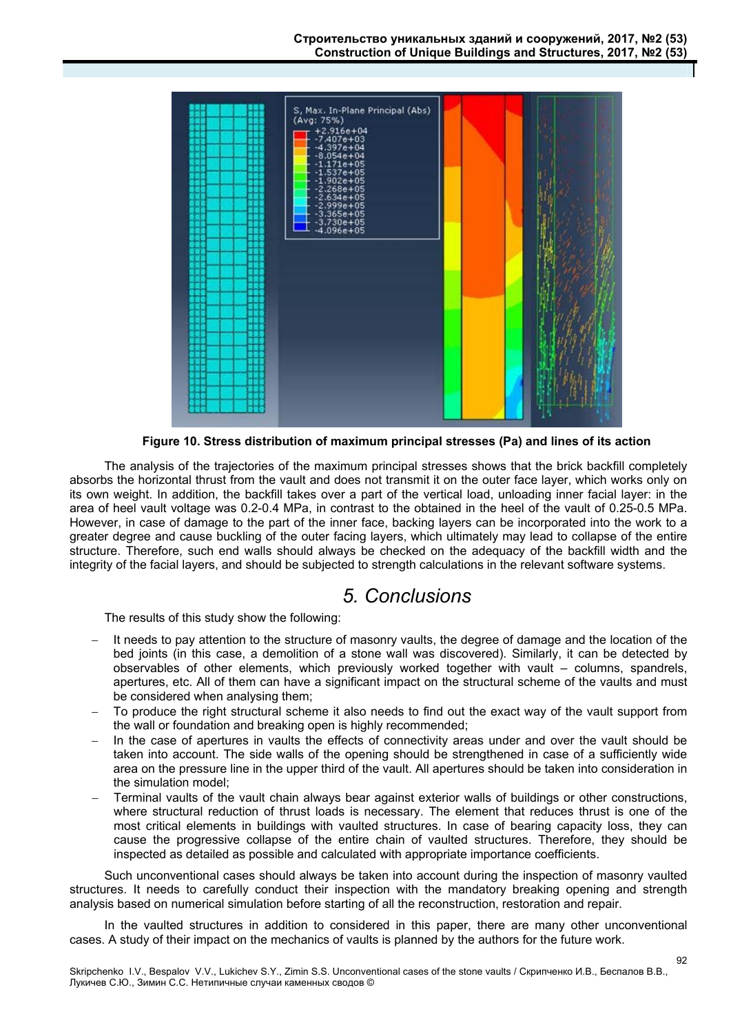**Figure 10. Stress distribution of maximum principal stresses (Pa) and lines of its action**

The analysis of the trajectories of the maximum principal stresses shows that the brick backfill completely absorbs the horizontal thrust from the vault and does not transmit it on the outer face layer, which works only on its own weight. In addition, the backfill takes over a part of the vertical load, unloading inner facial layer: in the area of heel vault voltage was 0.2-0.4 MPa, in contrast to the obtained in the heel of the vault of 0.25-0.5 MPa. However, in case of damage to the part of the inner face, backing layers can be incorporated into the work to a greater degree and cause buckling of the outer facing layers, which ultimately may lead to collapse of the entire structure. Therefore, such end walls should always be checked on the adequacy of the backfill width and the integrity of the facial layers, and should be subjected to strength calculations in the relevant software systems.

## *5. Conclusions*

The results of this study show the following:

- It needs to pay attention to the structure of masonry vaults, the degree of damage and the location of the bed joints (in this case, a demolition of a stone wall was discovered). Similarly, it can be detected by observables of other elements, which previously worked together with vault – columns, spandrels, apertures, etc. All of them can have a significant impact on the structural scheme of the vaults and must be considered when analysing them;
- To produce the right structural scheme it also needs to find out the exact way of the vault support from the wall or foundation and breaking open is highly recommended;
- In the case of apertures in vaults the effects of connectivity areas under and over the vault should be taken into account. The side walls of the opening should be strengthened in case of a sufficiently wide area on the pressure line in the upper third of the vault. All apertures should be taken into consideration in the simulation model;
- Terminal vaults of the vault chain always bear against exterior walls of buildings or other constructions, where structural reduction of thrust loads is necessary. The element that reduces thrust is one of the most critical elements in buildings with vaulted structures. In case of bearing capacity loss, they can cause the progressive collapse of the entire chain of vaulted structures. Therefore, they should be inspected as detailed as possible and calculated with appropriate importance coefficients.

Such unconventional cases should always be taken into account during the inspection of masonry vaulted structures. It needs to carefully conduct their inspection with the mandatory breaking opening and strength analysis based on numerical simulation before starting of all the reconstruction, restoration and repair.

In the vaulted structures in addition to considered in this paper, there are many other unconventional cases. A study of their impact on the mechanics of vaults is planned by the authors for the future work.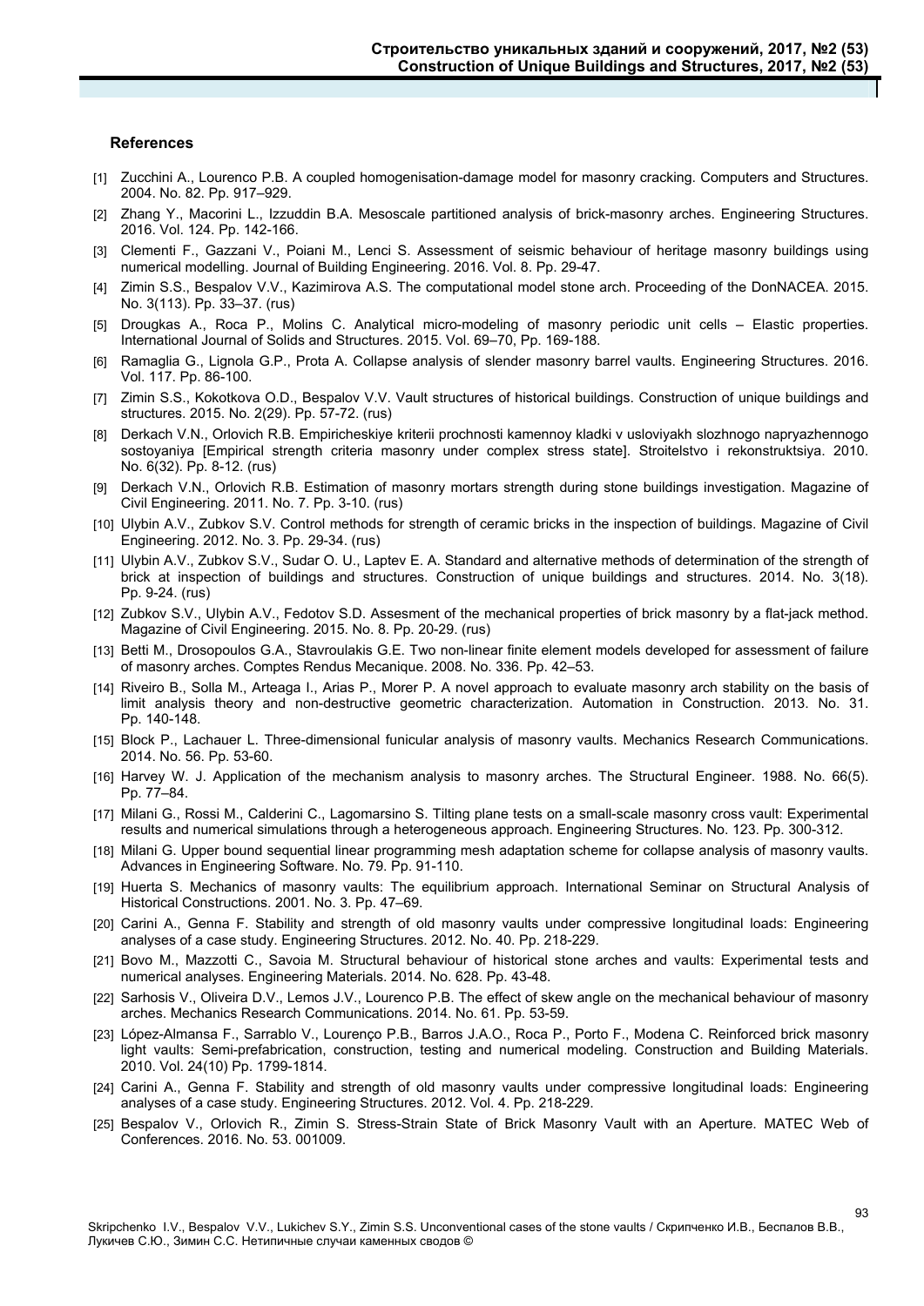### References

[1] Zucchini A., Lourenco P.B. A coupled homogenisation-damage model for masonry cracking. Computers and Structures. 2004. No. 82. Pp. 917–929.

[2] Zhang Y., Macorini L., Izzuddin B.A. Mesoscale partitioned analysis of brick-masonry arches. Engineering Structures. 2016. Vol. 124. Pp. 142-166.

[3] Clementi F., Gazzani V., Poiani M., Lenci S. Assessment of seismic behaviour of heritage masonry buildings using numerical modelling. Journal of Building Engineering. 2016. Vol. 8. Pp. 29-47.

[4] Zimin S.S., Bespalov V.V., Kazimirova A.S. The computational model stone arch. Proceeding of the DonNACEA. 2015. No. 3(113). Pp. 33–37. (rus)

[5] Drougkas A., Roca P., Molins C. Analytical micro-modeling of masonry periodic unit cells – Elastic properties. International Journal of Solids and Structures. 2015. Vol. 69–70, Pp. 169-188.

[6] Ramaglia G., Lignola G.P., Prota A. Collapse analysis of slender masonry barrel vaults. Engineering Structures. 2016. Vol. 117. Pp. 86-100.

[7] Zimin S.S., Kokotkova O.D., Bespalov V.V. Vault structures of historical buildings. Construction of unique buildings and structures. 2015. No. 2(29). Pp. 57-72. (rus)

[8] Derkach V.N., Orlovich R.B. Empiricheskiye kriterii prochnosti kamennoy kladki v usloviyakh slozhnogo napryazhennogo sostoyaniya [Empirical strength criteria masonry under complex stress state]. Stroitelstvo i rekonstruktsiya. 2010. No. 6(32). Pp. 8-12. (rus)

[9] Derkach V.N., Orlovich R.B. Estimation of masonry mortars strength during stone buildings investigation. Magazine of Civil Engineering. 2011. No. 7. Pp. 3-10. (rus)

[10] Ulybin A.V., Zubkov S.V. Control methods for strength of ceramic bricks in the inspection of buildings. Magazine of Civil Engineering. 2012. No. 3. Pp. 29-34. (rus)

[11] Ulybin A.V., Zubkov S.V., Sudar O. U., Laptev E. A. Standard and alternative methods of determination of the strength of brick at inspection of buildings and structures. Construction of unique buildings and structures. 2014. No. 3(18). Pp. 9-24. (rus)

[12] Zubkov S.V., Ulybin A.V., Fedotov S.D. Assesment of the mechanical properties of brick masonry by a flat-jack method. Magazine of Civil Engineering. 2015. No. 8. Pp. 20-29. (rus)

[13] Betti M., Drosopoulos G.A., Stavroulakis G.E. Two non-linear finite element models developed for assessment of failure of masonry arches. Comptes Rendus Mecanique. 2008. No. 336. Pp. 42–53.

[14] Riveiro B., Solla M., Arteaga I., Arias P., Morer P. A novel approach to evaluate masonry arch stability on the basis of limit analysis theory and non-destructive geometric characterization. Automation in Construction. 2013. No. 31. Pp. 140-148.

[15] Block P., Lachauer L. Three-dimensional funicular analysis of masonry vaults. Mechanics Research Communications. 2014. No. 56. Pp. 53-60.

[16] Harvey W. J. Application of the mechanism analysis to masonry arches. The Structural Engineer. 1988. No. 66(5). Pp. 77–84.

[17] Milani G., Rossi M., Calderini C., Lagomarsino S. Tilting plane tests on a small-scale masonry cross vault: Experimental results and numerical simulations through a heterogeneous approach. Engineering Structures. No. 123. Pp. 300-312.

[18] Milani G. Upper bound sequential linear programming mesh adaptation scheme for collapse analysis of masonry vaults. Advances in Engineering Software. No. 79. Pp. 91-110.

[19] Huerta S. Mechanics of masonry vaults: The equilibrium approach. International Seminar on Structural Analysis of Historical Constructions. 2001. No. 3. Pp. 47–69.

[20] Carini A., Genna F. Stability and strength of old masonry vaults under compressive longitudinal loads: Engineering analyses of a case study. Engineering Structures. 2012. No. 40. Pp. 218-229.

[21] Bovo M., Mazzotti C., Savoia M. Structural behaviour of historical stone arches and vaults: Experimental tests and numerical analyses. Engineering Materials. 2014. No. 628. Pp. 43-48.

[22] Sarhosis V., Oliveira D.V., Lemos J.V., Lourenco P.B. The effect of skew angle on the mechanical behaviour of masonry arches. Mechanics Research Communications. 2014. No. 61. Pp. 53-59.

[23] López-Almansa F., Sarrablo V., Lourenço P.B., Barros J.A.O., Roca P., Porto F., Modena C. Reinforced brick masonry light vaults: Semi-prefabrication, construction, testing and numerical modeling. Construction and Building Materials. 2010. Vol. 24(10) Pp. 1799-1814.

[24] Carini A., Genna F. Stability and strength of old masonry vaults under compressive longitudinal loads: Engineering analyses of a case study. Engineering Structures. 2012. Vol. 4. Pp. 218-229.

[25] Bespalov V., Orlovich R., Zimin S. Stress-Strain State of Brick Masonry Vault with an Aperture. MATEC Web of Conferences. 2016. No. 53. 001009.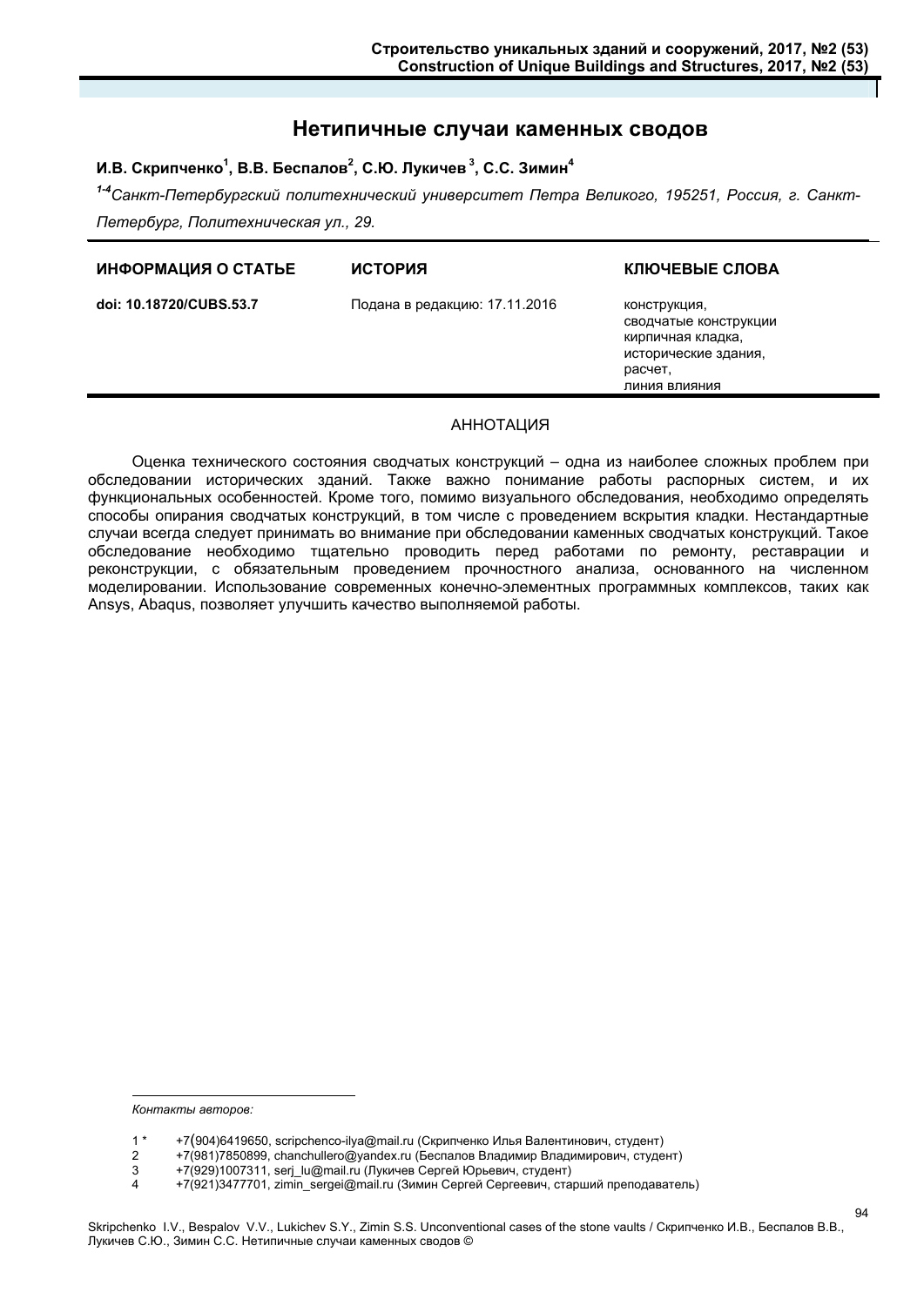# Нетипичные случаи каменных сводов

**И.В. Скрипченко[1], В.В. Беспалов[2], С.Ю. Лукичев[3], С.С. Зимин[4]**

*[1-4]Санкт-Петербургский политехнический университет Петра Великого, 195251, Россия, г. Санкт-Петербург, Политехническая ул., 29.*

| ИНФОРМАЦИЯ О СТАТЬЕ | ИСТОРИЯ | КЛЮЧЕВЫЕ СЛОВА |
|---|---|---|
| **doi: 10.18720/CUBS.53.7** | Подана в редакцию: 17.11.2016 | конструкция, сводчатые конструкции кирпичная кладка, исторические здания, расчет, линия влияния |

## АННОТАЦИЯ

Оценка технического состояния сводчатых конструкций – одна из наиболее сложных проблем при обследовании исторических зданий. Также важно понимание работы распорных систем, и их функциональных особенностей. Кроме того, помимо визуального обследования, необходимо определять способы опирания сводчатых конструкций, в том числе с проведением вскрытия кладки. Нестандартные случаи всегда следует принимать во внимание при обследовании каменных сводчатых конструкций. Такое обследование необходимо тщательно проводить перед работами по ремонту, реставрации и реконструкции, с обязательным проведением прочностного анализа, основанного на численном моделировании. Использование современных конечно-элементных программных комплексов, таких как Ansys, Abaqus, позволяет улучшить качество выполняемой работы.

---

*Контакты авторов:*

1 * +7(904)6419650, scripchenco-ilya@mail.ru (Скрипченко Илья Валентинович, студент)
2 +7(981)7850899, chanchullero@yandex.ru (Беспалов Владимир Владимирович, студент)
3 +7(929)1007311, serj_lu@mail.ru (Лукичев Сергей Юрьевич, студент)
4 +7(921)3477701, zimin_sergei@mail.ru (Зимин Сергей Сергеевич, старший преподаватель)

Skripchenko I.V., Bespalov V.V., Lukichev S.Y., Zimin S.S. Unconventional cases of the stone vaults / Скрипченко И.В., Беспалов В.В., Лукичев С.Ю., Зимин С.С. Нетипичные случаи каменных сводов ©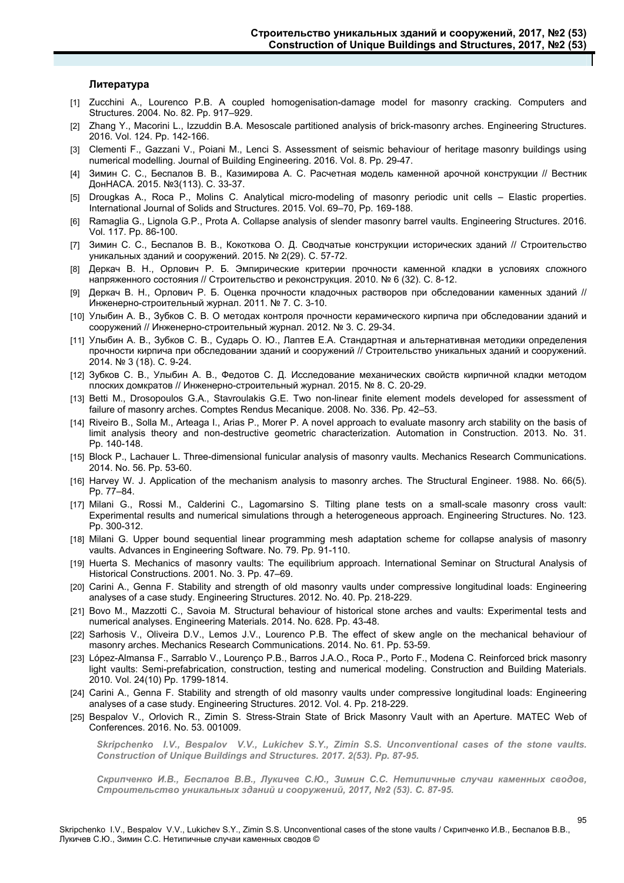### Литература

1. Zucchini A., Lourenco P.B. A coupled homogenisation-damage model for masonry cracking. Computers and Structures. 2004. No. 82. Pp. 917–929.
2. Zhang Y., Macorini L., Izzuddin B.A. Mesoscale partitioned analysis of brick-masonry arches. Engineering Structures. 2016. Vol. 124. Pp. 142-166.
3. Clementi F., Gazzani V., Poiani M., Lenci S. Assessment of seismic behaviour of heritage masonry buildings using numerical modelling. Journal of Building Engineering. 2016. Vol. 8. Pp. 29-47.
4. Зимин С. С., Беспалов В. В., Казимирова А. С. Расчетная модель каменной арочной конструкции // Вестник ДонНАСА. 2015. №3(113). С. 33-37.
5. Drougkas A., Roca P., Molins C. Analytical micro-modeling of masonry periodic unit cells – Elastic properties. International Journal of Solids and Structures. 2015. Vol. 69–70, Pp. 169-188.
6. Ramaglia G., Lignola G.P., Prota A. Collapse analysis of slender masonry barrel vaults. Engineering Structures. 2016. Vol. 117. Pp. 86-100.
7. Зимин С. С., Беспалов В. В., Кокоткова О. Д. Сводчатые конструкции исторических зданий // Строительство уникальных зданий и сооружений. 2015. № 2(29). С. 57-72.
8. Деркач В. Н., Орлович Р. Б. Эмпирические критерии прочности каменной кладки в условиях сложного напряженного состояния // Строительство и реконструкция. 2010. № 6 (32). С. 8-12.
9. Деркач В. Н., Орлович Р. Б. Оценка прочности кладочных растворов при обследовании каменных зданий // Инженерно-строительный журнал. 2011. № 7. С. 3-10.
10. Улыбин А. В., Зубков С. В. О методах контроля прочности керамического кирпича при обследовании зданий и сооружений // Инженерно-строительный журнал. 2012. № 3. С. 29-34.
11. Улыбин А. В., Зубков С. В., Сударь О. Ю., Лаптев Е.А. Стандартная и альтернативная методики определения прочности кирпича при обследовании зданий и сооружений // Строительство уникальных зданий и сооружений. 2014. № 3 (18). С. 9-24.
12. Зубков С. В., Улыбин А. В., Федотов С. Д. Исследование механических свойств кирпичной кладки методом плоских домкратов // Инженерно-строительный журнал. 2015. № 8. С. 20-29.
13. Betti M., Drosopoulos G.A., Stavroulakis G.E. Two non-linear finite element models developed for assessment of failure of masonry arches. Comptes Rendus Mecanique. 2008. No. 336. Pp. 42–53.
14. Riveiro B., Solla M., Arteaga I., Arias P., Morer P. A novel approach to evaluate masonry arch stability on the basis of limit analysis theory and non-destructive geometric characterization. Automation in Construction. 2013. No. 31. Pp. 140-148.
15. Block P., Lachauer L. Three-dimensional funicular analysis of masonry vaults. Mechanics Research Communications. 2014. No. 56. Pp. 53-60.
16. Harvey W. J. Application of the mechanism analysis to masonry arches. The Structural Engineer. 1988. No. 66(5). Pp. 77–84.
17. Milani G., Rossi M., Calderini C., Lagomarsino S. Tilting plane tests on a small-scale masonry cross vault: Experimental results and numerical simulations through a heterogeneous approach. Engineering Structures. No. 123. Pp. 300-312.
18. Milani G. Upper bound sequential linear programming mesh adaptation scheme for collapse analysis of masonry vaults. Advances in Engineering Software. No. 79. Pp. 91-110.
19. Huerta S. Mechanics of masonry vaults: The equilibrium approach. International Seminar on Structural Analysis of Historical Constructions. 2001. No. 3. Pp. 47–69.
20. Carini A., Genna F. Stability and strength of old masonry vaults under compressive longitudinal loads: Engineering analyses of a case study. Engineering Structures. 2012. No. 40. Pp. 218-229.
21. Bovo M., Mazzotti C., Savoia M. Structural behaviour of historical stone arches and vaults: Experimental tests and numerical analyses. Engineering Materials. 2014. No. 628. Pp. 43-48.
22. Sarhosis V., Oliveira D.V., Lemos J.V., Lourenco P.B. The effect of skew angle on the mechanical behaviour of masonry arches. Mechanics Research Communications. 2014. No. 61. Pp. 53-59.
23. López-Almansa F., Sarrablo V., Lourenço P.B., Barros J.A.O., Roca P., Porto F., Modena C. Reinforced brick masonry light vaults: Semi-prefabrication, construction, testing and numerical modeling. Construction and Building Materials. 2010. Vol. 24(10) Pp. 1799-1814.
24. Carini A., Genna F. Stability and strength of old masonry vaults under compressive longitudinal loads: Engineering analyses of a case study. Engineering Structures. 2012. Vol. 4. Pp. 218-229.
25. Bespalov V., Orlovich R., Zimin S. Stress-Strain State of Brick Masonry Vault with an Aperture. MATEC Web of Conferences. 2016. No. 53. 001009.

***Skripchenko I.V., Bespalov V.V., Lukichev S.Y., Zimin S.S. Unconventional cases of the stone vaults. Construction of Unique Buildings and Structures. 2017. 2(53). Pp. 87-95.***

***Скрипченко И.В., Беспалов В.В., Лукичев С.Ю., Зимин С.С. Нетипичные случаи каменных сводов, Строительство уникальных зданий и сооружений, 2017, №2 (53). С. 87-95.***